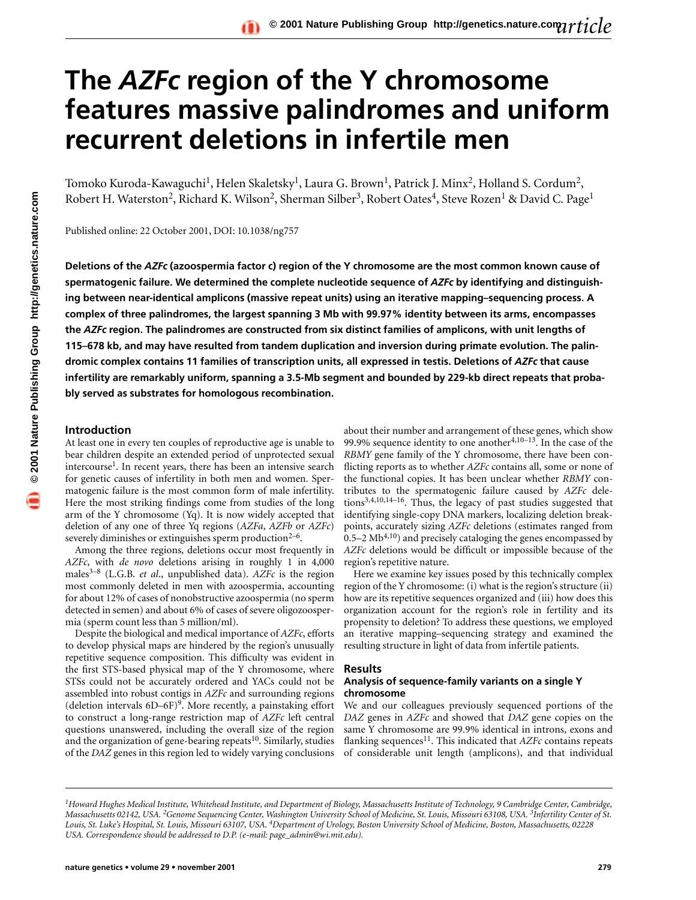# The *AZFc* region of the Y chromosome features massive palindromes and uniform recurrent deletions in infertile men

Tomoko Kuroda-Kawaguchi[1], Helen Skaletsky[1], Laura G. Brown[1], Patrick J. Minx[2], Holland S. Cordum[2], Robert H. Waterston[2], Richard K. Wilson[2], Sherman Silber[3], Robert Oates[4], Steve Rozen[1] & David C. Page[1]

Published online: 22 October 2001, DOI: 10.1038/ng757

**Deletions of the *AZFc* (azoospermia factor c) region of the Y chromosome are the most common known cause of spermatogenic failure. We determined the complete nucleotide sequence of *AZFc* by identifying and distinguishing between near-identical amplicons (massive repeat units) using an iterative mapping–sequencing process. A complex of three palindromes, the largest spanning 3 Mb with 99.97% identity between its arms, encompasses the *AZFc* region. The palindromes are constructed from six distinct families of amplicons, with unit lengths of 115–678 kb, and may have resulted from tandem duplication and inversion during primate evolution. The palindromic complex contains 11 families of transcription units, all expressed in testis. Deletions of *AZFc* that cause infertility are remarkably uniform, spanning a 3.5-Mb segment and bounded by 229-kb direct repeats that probably served as substrates for homologous recombination.**

## Introduction

At least one in every ten couples of reproductive age is unable to bear children despite an extended period of unprotected sexual intercourse[1]. In recent years, there has been an intensive search for genetic causes of infertility in both men and women. Spermatogenic failure is the most common form of male infertility. Here the most striking findings come from studies of the long arm of the Y chromosome (Yq). It is now widely accepted that deletion of any one of three Yq regions (*AZFa*, *AZFb* or *AZFc*) severely diminishes or extinguishes sperm production[2–6].

Among the three regions, deletions occur most frequently in *AZFc*, with *de novo* deletions arising in roughly 1 in 4,000 males[3–8] (L.G.B. *et al*., unpublished data). *AZFc* is the region most commonly deleted in men with azoospermia, accounting for about 12% of cases of nonobstructive azoospermia (no sperm detected in semen) and about 6% of cases of severe oligozoospermia (sperm count less than 5 million/ml).

Despite the biological and medical importance of *AZFc*, efforts to develop physical maps are hindered by the region's unusually repetitive sequence composition. This difficulty was evident in the first STS-based physical map of the Y chromosome, where STSs could not be accurately ordered and YACs could not be assembled into robust contigs in *AZFc* and surrounding regions (deletion intervals 6D–6F)[9]. More recently, a painstaking effort to construct a long-range restriction map of *AZFc* left central questions unanswered, including the overall size of the region and the organization of gene-bearing repeats[10]. Similarly, studies of the *DAZ* genes in this region led to widely varying conclusions about their number and arrangement of these genes, which show 99.9% sequence identity to one another[4,10–13]. In the case of the *RBMY* gene family of the Y chromosome, there have been conflicting reports as to whether *AZFc* contains all, some or none of the functional copies. It has been unclear whether *RBMY* contributes to the spermatogenic failure caused by *AZFc* deletions[3,4,10,14–16]. Thus, the legacy of past studies suggested that identifying single-copy DNA markers, localizing deletion breakpoints, accurately sizing *AZFc* deletions (estimates ranged from 0.5–2 Mb[4,10]) and precisely cataloging the genes encompassed by *AZFc* deletions would be difficult or impossible because of the region's repetitive nature.

Here we examine key issues posed by this technically complex region of the Y chromosome: (i) what is the region's structure (ii) how are its repetitive sequences organized and (iii) how does this organization account for the region's role in fertility and its propensity to deletion? To address these questions, we employed an iterative mapping–sequencing strategy and examined the resulting structure in light of data from infertile patients.

## Results

### Analysis of sequence-family variants on a single Y chromosome

We and our colleagues previously sequenced portions of the *DAZ* genes in *AZFc* and showed that *DAZ* gene copies on the same Y chromosome are 99.9% identical in introns, exons and flanking sequences[11]. This indicated that *AZFc* contains repeats of considerable unit length (amplicons), and that individual

*[1]Howard Hughes Medical Institute, Whitehead Institute, and Department of Biology, Massachusetts Institute of Technology, 9 Cambridge Center, Cambridge, Massachusetts 02142, USA. [2]Genome Sequencing Center, Washington University School of Medicine, St. Louis, Missouri 63108, USA. [3]Infertility Center of St. Louis, St. Luke's Hospital, St. Louis, Missouri 63107, USA. [4]Department of Urology, Boston University School of Medicine, Boston, Massachusetts, 02228 USA. Correspondence should be addressed to D.P. (e-mail: page_admin@wi.mit.edu).*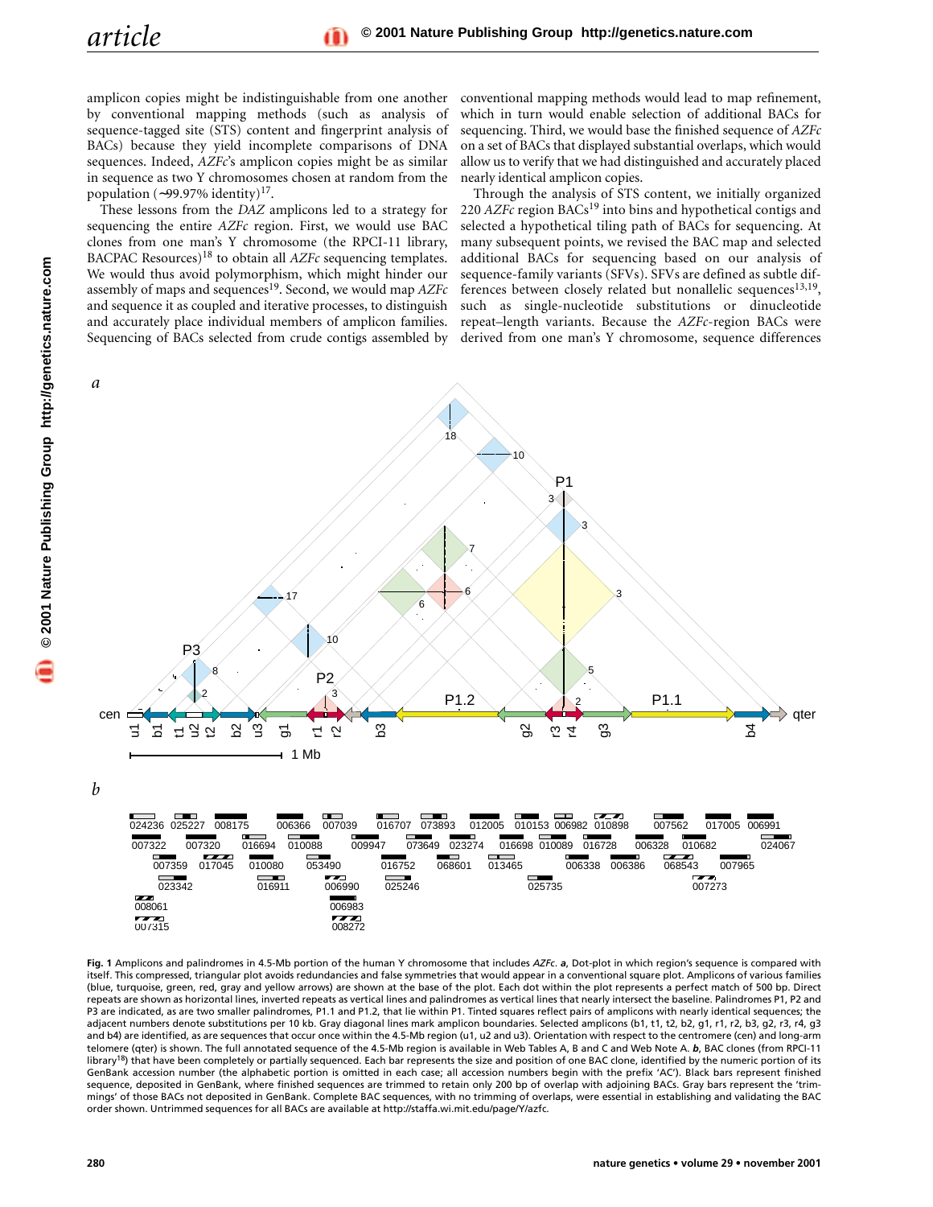amplicon copies might be indistinguishable from one another by conventional mapping methods (such as analysis of sequence-tagged site (STS) content and fingerprint analysis of BACs) because they yield incomplete comparisons of DNA sequences. Indeed, *AZFc*'s amplicon copies might be as similar in sequence as two Y chromosomes chosen at random from the population (~99.97% identity)[17].

These lessons from the *DAZ* amplicons led to a strategy for sequencing the entire *AZFc* region. First, we would use BAC clones from one man's Y chromosome (the RPCI-11 library, BACPAC Resources)[18] to obtain all *AZFc* sequencing templates. We would thus avoid polymorphism, which might hinder our assembly of maps and sequences[19]. Second, we would map *AZFc* and sequence it as coupled and iterative processes, to distinguish and accurately place individual members of amplicon families. Sequencing of BACs selected from crude contigs assembled by conventional mapping methods would lead to map refinement, which in turn would enable selection of additional BACs for sequencing. Third, we would base the finished sequence of *AZFc* on a set of BACs that displayed substantial overlaps, which would allow us to verify that we had distinguished and accurately placed nearly identical amplicon copies.

Through the analysis of STS content, we initially organized 220 *AZFc* region BACs[19] into bins and hypothetical contigs and selected a hypothetical tiling path of BACs for sequencing. At many subsequent points, we revised the BAC map and selected additional BACs for sequencing based on our analysis of sequence-family variants (SFVs). SFVs are defined as subtle differences between closely related but nonallelic sequences[13,19], such as single-nucleotide substitutions or dinucleotide repeat–length variants. Because the *AZFc*-region BACs were derived from one man's Y chromosome, sequence differences

**Fig. 1** Amplicons and palindromes in 4.5-Mb portion of the human Y chromosome that includes *AZFc*. ***a***, Dot-plot in which region's sequence is compared with itself. This compressed, triangular plot avoids redundancies and false symmetries that would appear in a conventional square plot. Amplicons of various families (blue, turquoise, green, red, gray and yellow arrows) are shown at the base of the plot. Each dot within the plot represents a perfect match of 500 bp. Direct repeats are shown as horizontal lines, inverted repeats as vertical lines and palindromes as vertical lines that nearly intersect the baseline. Palindromes P1, P2 and P3 are indicated, as are two smaller palindromes, P1.1 and P1.2, that lie within P1. Tinted squares reflect pairs of amplicons with nearly identical sequences; the adjacent numbers denote substitutions per 10 kb. Gray diagonal lines mark amplicon boundaries. Selected amplicons (b1, t1, t2, b2, g1, r1, r2, b3, g2, r3, r4, g3 and b4) are identified, as are sequences that occur once within the 4.5-Mb region (u1, u2 and u3). Orientation with respect to the centromere (cen) and long-arm telomere (qter) is shown. The full annotated sequence of the 4.5-Mb region is available in Web Tables A, B and C and Web Note A. ***b***, BAC clones (from RPCI-11 library[18]) that have been completely or partially sequenced. Each bar represents the size and position of one BAC clone, identified by the numeric portion of its GenBank accession number (the alphabetic portion is omitted in each case; all accession numbers begin with the prefix 'AC'). Black bars represent finished sequence, deposited in GenBank, where finished sequences are trimmed to retain only 200 bp of overlap with adjoining BACs. Gray bars represent the 'trimmings' of those BACs not deposited in GenBank. Complete BAC sequences, with no trimming of overlaps, were essential in establishing and validating the BAC order shown. Untrimmed sequences for all BACs are available at http://staffa.wi.mit.edu/page/Y/azfc.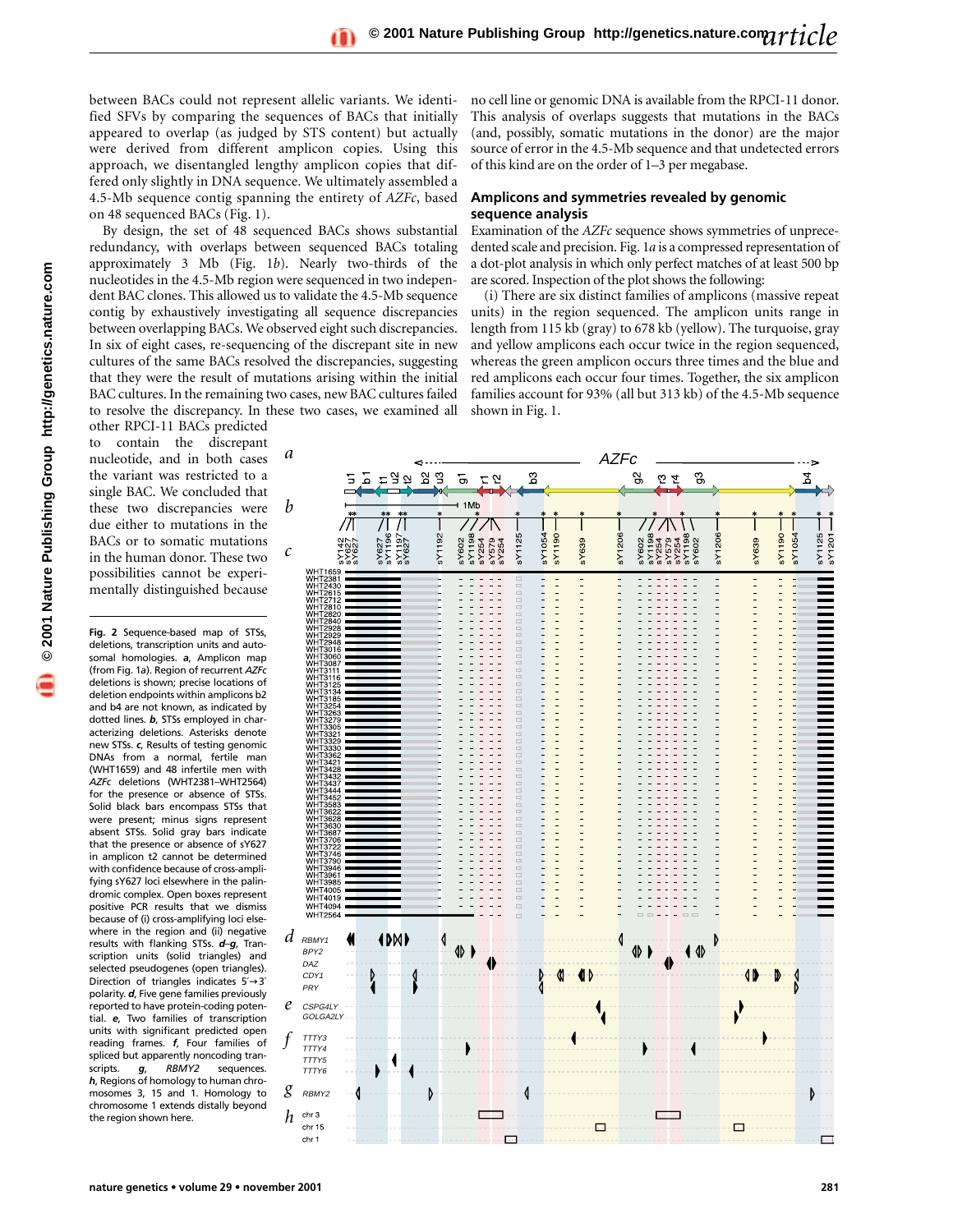between BACs could not represent allelic variants. We identified SFVs by comparing the sequences of BACs that initially appeared to overlap (as judged by STS content) but actually were derived from different amplicon copies. Using this approach, we disentangled lengthy amplicon copies that differed only slightly in DNA sequence. We ultimately assembled a 4.5-Mb sequence contig spanning the entirety of *AZFc*, based on 48 sequenced BACs (Fig. 1).

By design, the set of 48 sequenced BACs shows substantial redundancy, with overlaps between sequenced BACs totaling approximately 3 Mb (Fig. 1*b*). Nearly two-thirds of the nucleotides in the 4.5-Mb region were sequenced in two independent BAC clones. This allowed us to validate the 4.5-Mb sequence contig by exhaustively investigating all sequence discrepancies between overlapping BACs. We observed eight such discrepancies. In six of eight cases, re-sequencing of the discrepant site in new cultures of the same BACs resolved the discrepancies, suggesting that they were the result of mutations arising within the initial BAC cultures. In the remaining two cases, new BAC cultures failed to resolve the discrepancy. In these two cases, we examined all other RPCI-11 BACs predicted to contain the discrepant nucleotide, and in both cases the variant was restricted to a single BAC. We concluded that these two discrepancies were due either to mutations in the BACs or to somatic mutations in the human donor. These two possibilities cannot be experimentally distinguished because no cell line or genomic DNA is available from the RPCI-11 donor. This analysis of overlaps suggests that mutations in the BACs (and, possibly, somatic mutations in the donor) are the major source of error in the 4.5-Mb sequence and that undetected errors of this kind are on the order of 1–3 per megabase.

## Amplicons and symmetries revealed by genomic sequence analysis

Examination of the *AZFc* sequence shows symmetries of unprecedented scale and precision. Fig. 1*a* is a compressed representation of a dot-plot analysis in which only perfect matches of at least 500 bp are scored. Inspection of the plot shows the following:

(i) There are six distinct families of amplicons (massive repeat units) in the region sequenced. The amplicon units range in length from 115 kb (gray) to 678 kb (yellow). The turquoise, gray and yellow amplicons each occur twice in the region sequenced, whereas the green amplicon occurs three times and the blue and red amplicons each occur four times. Together, the six amplicon families account for 93% (all but 313 kb) of the 4.5-Mb sequence shown in Fig. 1.

**Fig. 2** Sequence-based map of STSs, deletions, transcription units and autosomal homologies. ***a***, Amplicon map (from Fig. 1a). Region of recurrent *AZFc* deletions is shown; precise locations of deletion endpoints within amplicons b2 and b4 are not known, as indicated by dotted lines. ***b***, STSs employed in characterizing deletions. Asterisks denote new STSs. ***c***, Results of testing genomic DNAs from a normal, fertile man (WHT1659) and 48 infertile men with *AZFc* deletions (WHT2381–WHT2564) for the presence or absence of STSs. Solid black bars encompass STSs that were present; minus signs represent absent STSs. Solid gray bars indicate that the presence or absence of sY627 in amplicon t2 cannot be determined with confidence because of cross-amplifying sY627 loci elsewhere in the palindromic complex. Open boxes represent positive PCR results that we dismiss because of (i) cross-amplifying loci elsewhere in the region and (ii) negative results with flanking STSs. ***d***–***g***, Transcription units (solid triangles) and selected pseudogenes (open triangles). Direction of triangles indicates 5′→3′ polarity. ***d***, Five gene families previously reported to have protein-coding potential. ***e***, Two families of transcription units with significant predicted open reading frames. ***f***, Four families of spliced but apparently noncoding transcripts. ***g***, *RBMY2* sequences. ***h***, Regions of homology to human chromosomes 3, 15 and 1. Homology to chromosome 1 extends distally beyond the region shown here.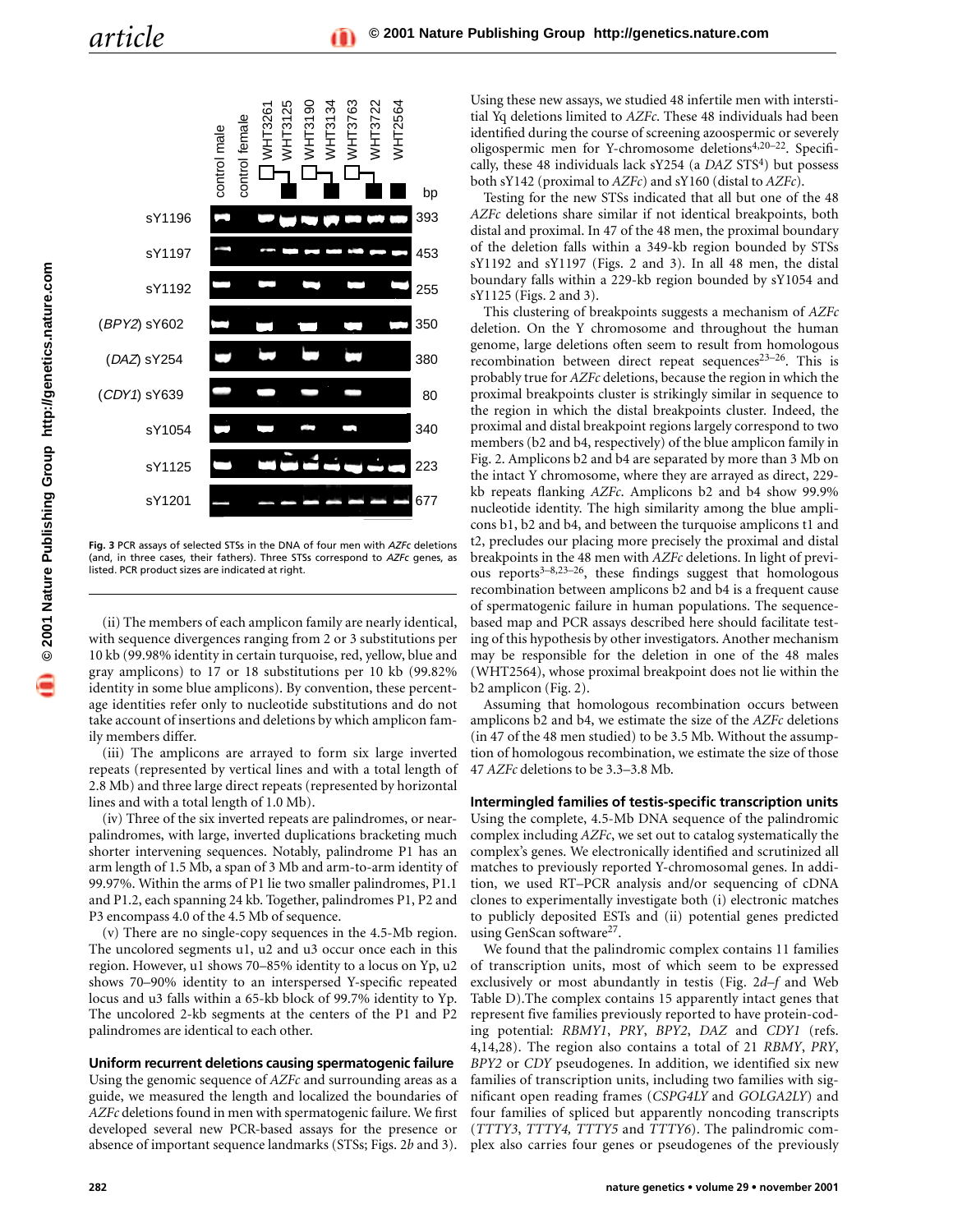**Fig. 3** PCR assays of selected STSs in the DNA of four men with *AZFc* deletions (and, in three cases, their fathers). Three STSs correspond to *AZFc* genes, as listed. PCR product sizes are indicated at right.

(ii) The members of each amplicon family are nearly identical, with sequence divergences ranging from 2 or 3 substitutions per 10 kb (99.98% identity in certain turquoise, red, yellow, blue and gray amplicons) to 17 or 18 substitutions per 10 kb (99.82% identity in some blue amplicons). By convention, these percentage identities refer only to nucleotide substitutions and do not take account of insertions and deletions by which amplicon family members differ.

(iii) The amplicons are arrayed to form six large inverted repeats (represented by vertical lines and with a total length of 2.8 Mb) and three large direct repeats (represented by horizontal lines and with a total length of 1.0 Mb).

(iv) Three of the six inverted repeats are palindromes, or near-palindromes, with large, inverted duplications bracketing much shorter intervening sequences. Notably, palindrome P1 has an arm length of 1.5 Mb, a span of 3 Mb and arm-to-arm identity of 99.97%. Within the arms of P1 lie two smaller palindromes, P1.1 and P1.2, each spanning 24 kb. Together, palindromes P1, P2 and P3 encompass 4.0 of the 4.5 Mb of sequence.

(v) There are no single-copy sequences in the 4.5-Mb region. The uncolored segments u1, u2 and u3 occur once each in this region. However, u1 shows 70–85% identity to a locus on Yp, u2 shows 70–90% identity to an interspersed Y-specific repeated locus and u3 falls within a 65-kb block of 99.7% identity to Yp. The uncolored 2-kb segments at the centers of the P1 and P2 palindromes are identical to each other.

### Uniform recurrent deletions causing spermatogenic failure

Using the genomic sequence of *AZFc* and surrounding areas as a guide, we measured the length and localized the boundaries of *AZFc* deletions found in men with spermatogenic failure. We first developed several new PCR-based assays for the presence or absence of important sequence landmarks (STSs; Figs. 2*b* and 3). Using these new assays, we studied 48 infertile men with interstitial Yq deletions limited to *AZFc*. These 48 individuals had been identified during the course of screening azoospermic or severely oligospermic men for Y-chromosome deletions[4,20–22]. Specifically, these 48 individuals lack sY254 (a *DAZ* STS[4]) but possess both sY142 (proximal to *AZFc*) and sY160 (distal to *AZFc*).

Testing for the new STSs indicated that all but one of the 48 *AZFc* deletions share similar if not identical breakpoints, both distal and proximal. In 47 of the 48 men, the proximal boundary of the deletion falls within a 349-kb region bounded by STSs sY1192 and sY1197 (Figs. 2 and 3). In all 48 men, the distal boundary falls within a 229-kb region bounded by sY1054 and sY1125 (Figs. 2 and 3).

This clustering of breakpoints suggests a mechanism of *AZFc* deletion. On the Y chromosome and throughout the human genome, large deletions often seem to result from homologous recombination between direct repeat sequences[23–26]. This is probably true for *AZFc* deletions, because the region in which the proximal breakpoints cluster is strikingly similar in sequence to the region in which the distal breakpoints cluster. Indeed, the proximal and distal breakpoint regions largely correspond to two members (b2 and b4, respectively) of the blue amplicon family in Fig. 2. Amplicons b2 and b4 are separated by more than 3 Mb on the intact Y chromosome, where they are arrayed as direct, 229-kb repeats flanking *AZFc*. Amplicons b2 and b4 show 99.9% nucleotide identity. The high similarity among the blue amplicons b1, b2 and b4, and between the turquoise amplicons t1 and t2, precludes our placing more precisely the proximal and distal breakpoints in the 48 men with *AZFc* deletions. In light of previous reports[3–8,23–26], these findings suggest that homologous recombination between amplicons b2 and b4 is a frequent cause of spermatogenic failure in human populations. The sequence-based map and PCR assays described here should facilitate testing of this hypothesis by other investigators. Another mechanism may be responsible for the deletion in one of the 48 males (WHT2564), whose proximal breakpoint does not lie within the b2 amplicon (Fig. 2).

Assuming that homologous recombination occurs between amplicons b2 and b4, we estimate the size of the *AZFc* deletions (in 47 of the 48 men studied) to be 3.5 Mb. Without the assumption of homologous recombination, we estimate the size of those 47 *AZFc* deletions to be 3.3–3.8 Mb.

### Intermingled families of testis-specific transcription units

Using the complete, 4.5-Mb DNA sequence of the palindromic complex including *AZFc*, we set out to catalog systematically the complex's genes. We electronically identified and scrutinized all matches to previously reported Y-chromosomal genes. In addition, we used RT–PCR analysis and/or sequencing of cDNA clones to experimentally investigate both (i) electronic matches to publicly deposited ESTs and (ii) potential genes predicted using GenScan software[27].

We found that the palindromic complex contains 11 families of transcription units, most of which seem to be expressed exclusively or most abundantly in testis (Fig. 2*d–f* and Web Table D). The complex contains 15 apparently intact genes that represent five families previously reported to have protein-coding potential: *RBMY1*, *PRY*, *BPY2*, *DAZ* and *CDY1* (refs. 4,14,28). The region also contains a total of 21 *RBMY*, *PRY*, *BPY2* or *CDY* pseudogenes. In addition, we identified six new families of transcription units, including two families with significant open reading frames (*CSPG4LY* and *GOLGA2LY*) and four families of spliced but apparently noncoding transcripts (*TTTY3*, *TTTY4*, *TTTY5* and *TTTY6*). The palindromic complex also carries four genes or pseudogenes of the previously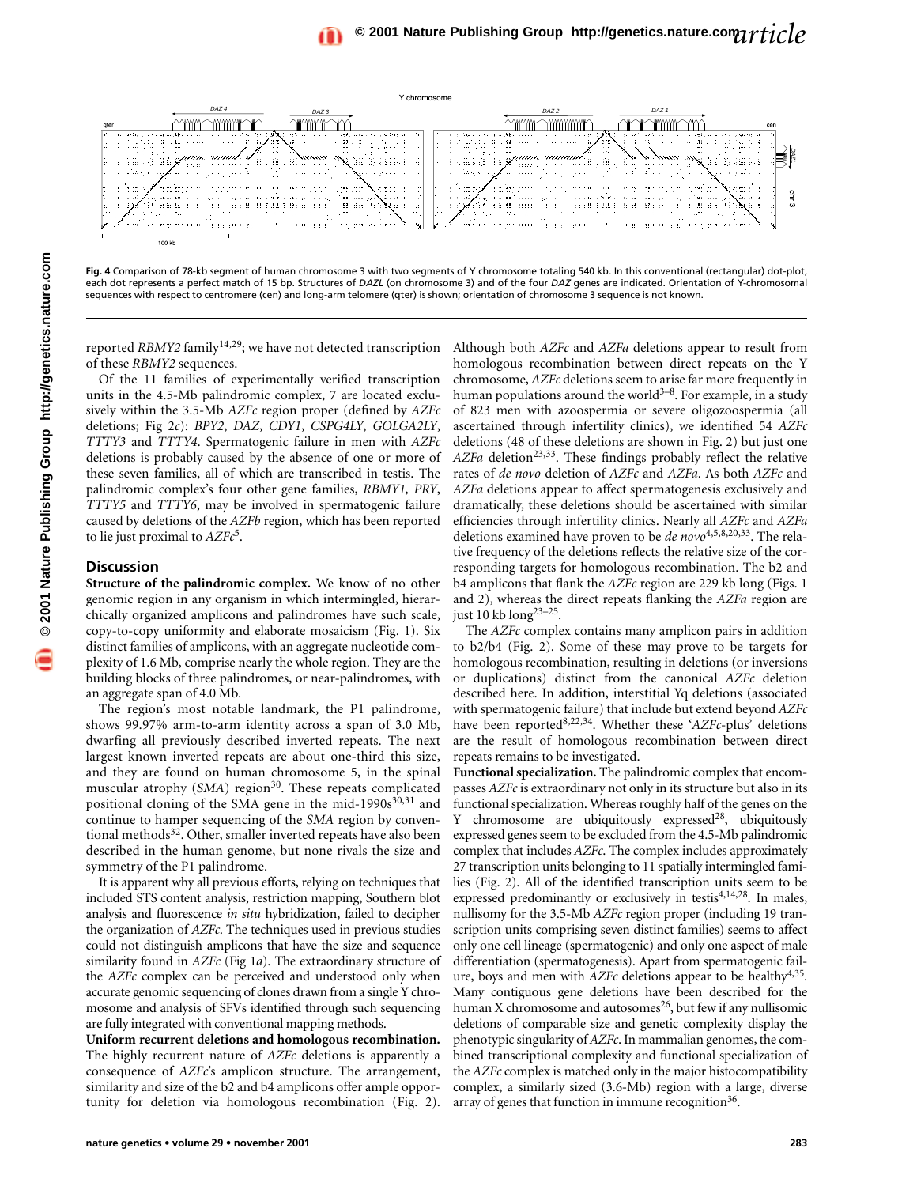**Fig. 4** Comparison of 78-kb segment of human chromosome 3 with two segments of Y chromosome totaling 540 kb. In this conventional (rectangular) dot-plot, each dot represents a perfect match of 15 bp. Structures of *DAZL* (on chromosome 3) and of the four *DAZ* genes are indicated. Orientation of Y-chromosomal sequences with respect to centromere (cen) and long-arm telomere (qter) is shown; orientation of chromosome 3 sequence is not known.

reported *RBMY2* family[14,29]; we have not detected transcription of these *RBMY2* sequences.

Of the 11 families of experimentally verified transcription units in the 4.5-Mb palindromic complex, 7 are located exclusively within the 3.5-Mb *AZFc* region proper (defined by *AZFc* deletions; Fig 2*c*): *BPY2*, *DAZ*, *CDY1*, *CSPG4LY*, *GOLGA2LY*, *TTTY3* and *TTTY4*. Spermatogenic failure in men with *AZFc* deletions is probably caused by the absence of one or more of these seven families, all of which are transcribed in testis. The palindromic complex's four other gene families, *RBMY1, PRY*, *TTTY5* and *TTTY6*, may be involved in spermatogenic failure caused by deletions of the *AZFb* region, which has been reported to lie just proximal to *AZFc*[5].

## Discussion

**Structure of the palindromic complex.** We know of no other genomic region in any organism in which intermingled, hierarchically organized amplicons and palindromes have such scale, copy-to-copy uniformity and elaborate mosaicism (Fig. 1). Six distinct families of amplicons, with an aggregate nucleotide complexity of 1.6 Mb, comprise nearly the whole region. They are the building blocks of three palindromes, or near-palindromes, with an aggregate span of 4.0 Mb.

The region's most notable landmark, the P1 palindrome, shows 99.97% arm-to-arm identity across a span of 3.0 Mb, dwarfing all previously described inverted repeats. The next largest known inverted repeats are about one-third this size, and they are found on human chromosome 5, in the spinal muscular atrophy (*SMA*) region[30]. These repeats complicated positional cloning of the SMA gene in the mid-1990s[30,31] and continue to hamper sequencing of the *SMA* region by conventional methods[32]. Other, smaller inverted repeats have also been described in the human genome, but none rivals the size and symmetry of the P1 palindrome.

It is apparent why all previous efforts, relying on techniques that included STS content analysis, restriction mapping, Southern blot analysis and fluorescence *in situ* hybridization, failed to decipher the organization of *AZFc*. The techniques used in previous studies could not distinguish amplicons that have the size and sequence similarity found in *AZFc* (Fig 1*a*). The extraordinary structure of the *AZFc* complex can be perceived and understood only when accurate genomic sequencing of clones drawn from a single Y chromosome and analysis of SFVs identified through such sequencing are fully integrated with conventional mapping methods.

**Uniform recurrent deletions and homologous recombination.** The highly recurrent nature of *AZFc* deletions is apparently a consequence of *AZFc*'s amplicon structure. The arrangement, similarity and size of the b2 and b4 amplicons offer ample opportunity for deletion via homologous recombination (Fig. 2). Although both *AZFc* and *AZFa* deletions appear to result from homologous recombination between direct repeats on the Y chromosome, *AZFc* deletions seem to arise far more frequently in human populations around the world[3–8]. For example, in a study of 823 men with azoospermia or severe oligozoospermia (all ascertained through infertility clinics), we identified 54 *AZFc* deletions (48 of these deletions are shown in Fig. 2) but just one *AZFa* deletion[23,33]. These findings probably reflect the relative rates of *de novo* deletion of *AZFc* and *AZFa*. As both *AZFc* and *AZFa* deletions appear to affect spermatogenesis exclusively and dramatically, these deletions should be ascertained with similar efficiencies through infertility clinics. Nearly all *AZFc* and *AZFa* deletions examined have proven to be *de novo*[4,5,8,20,33]. The relative frequency of the deletions reflects the relative size of the corresponding targets for homologous recombination. The b2 and b4 amplicons that flank the *AZFc* region are 229 kb long (Figs. 1 and 2), whereas the direct repeats flanking the *AZFa* region are just 10 kb long[23–25].

The *AZFc* complex contains many amplicon pairs in addition to b2/b4 (Fig. 2). Some of these may prove to be targets for homologous recombination, resulting in deletions (or inversions or duplications) distinct from the canonical *AZFc* deletion described here. In addition, interstitial Yq deletions (associated with spermatogenic failure) that include but extend beyond *AZFc* have been reported[8,22,34]. Whether these '*AZFc*-plus' deletions are the result of homologous recombination between direct repeats remains to be investigated.

**Functional specialization.** The palindromic complex that encompasses *AZFc* is extraordinary not only in its structure but also in its functional specialization. Whereas roughly half of the genes on the Y chromosome are ubiquitously expressed[28], ubiquitously expressed genes seem to be excluded from the 4.5-Mb palindromic complex that includes *AZFc*. The complex includes approximately 27 transcription units belonging to 11 spatially intermingled families (Fig. 2). All of the identified transcription units seem to be expressed predominantly or exclusively in testis[4,14,28]. In males, nullisomy for the 3.5-Mb *AZFc* region proper (including 19 transcription units comprising seven distinct families) seems to affect only one cell lineage (spermatogenic) and only one aspect of male differentiation (spermatogenesis). Apart from spermatogenic failure, boys and men with *AZFc* deletions appear to be healthy[4,35]. Many contiguous gene deletions have been described for the human X chromosome and autosomes[26], but few if any nullisomic deletions of comparable size and genetic complexity display the phenotypic singularity of *AZFc*. In mammalian genomes, the combined transcriptional complexity and functional specialization of the *AZFc* complex is matched only in the major histocompatibility complex, a similarly sized (3.6-Mb) region with a large, diverse array of genes that function in immune recognition[36].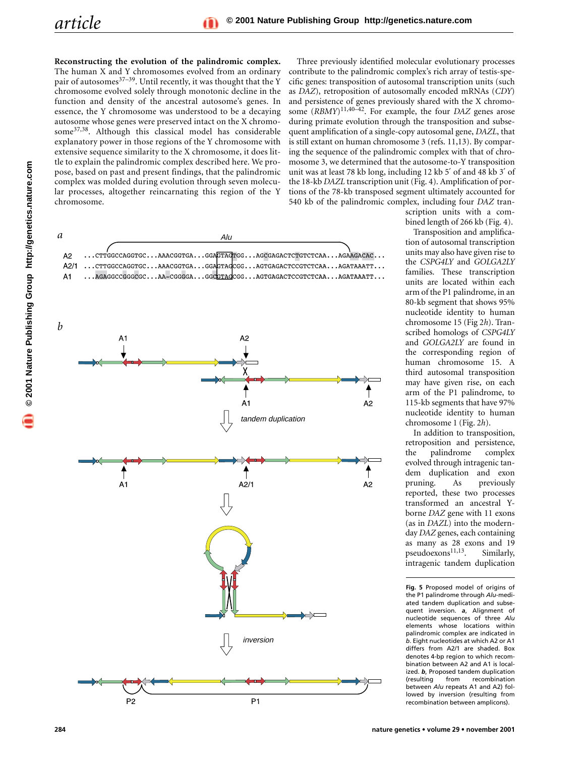**Reconstructing the evolution of the palindromic complex.** The human X and Y chromosomes evolved from an ordinary pair of autosomes[37–39]. Until recently, it was thought that the Y chromosome evolved solely through monotonic decline in the function and density of the ancestral autosome's genes. In essence, the Y chromosome was understood to be a decaying autosome whose genes were preserved intact on the X chromosome[37,38]. Although this classical model has considerable explanatory power in those regions of the Y chromosome with extensive sequence similarity to the X chromosome, it does little to explain the palindromic complex described here. We propose, based on past and present findings, that the palindromic complex was molded during evolution through seven molecular processes, altogether reincarnating this region of the Y chromosome.

Three previously identified molecular evolutionary processes contribute to the palindromic complex's rich array of testis-specific genes: transposition of autosomal transcription units (such as *DAZ*), retroposition of autosomally encoded mRNAs (*CDY*) and persistence of genes previously shared with the X chromosome (*RBMY*)[11,40–42]. For example, the four *DAZ* genes arose during primate evolution through the transposition and subsequent amplification of a single-copy autosomal gene, *DAZL*, that is still extant on human chromosome 3 (refs. 11,13). By comparing the sequence of the palindromic complex with that of chromosome 3, we determined that the autosome-to-Y transposition unit was at least 78 kb long, including 12 kb 5′ of and 48 kb 3′ of the 18-kb *DAZL* transcription unit (Fig. 4). Amplification of portions of the 78-kb transposed segment ultimately accounted for 540 kb of the palindromic complex, including four *DAZ* transcription units with a combined length of 266 kb (Fig. 4).

Transposition and amplification of autosomal transcription units may also have given rise to the *CSPG4LY* and *GOLGA2LY* families. These transcription units are located within each arm of the P1 palindrome, in an 80-kb segment that shows 95% nucleotide identity to human chromosome 15 (Fig 2*h*). Transcribed homologs of *CSPG4LY* and *GOLGA2LY* are found in the corresponding region of human chromosome 15. A third autosomal transposition may have given rise, on each arm of the P1 palindrome, to 115-kb segments that have 97% nucleotide identity to human chromosome 1 (Fig. 2*h*).

In addition to transposition, retroposition and persistence, the palindrome complex evolved through intragenic tandem duplication and exon pruning. As previously reported, these two processes transformed an ancestral Y-borne *DAZ* gene with 11 exons (as in *DAZL*) into the modern-day *DAZ* genes, each containing as many as 28 exons and 19 pseudoexons[11,13]. Similarly, intragenic tandem duplication

**Fig. 5** Proposed model of origins of the P1 palindrome through *Alu*-mediated tandem duplication and subsequent inversion. ***a***, Alignment of nucleotide sequences of three *Alu* elements whose locations within palindromic complex are indicated in *b*. Eight nucleotides at which A2 or A1 differs from A2/1 are shaded. Box denotes 4-bp region to which recombination between A2 and A1 is localized. ***b***, Proposed tandem duplication (resulting from recombination between *Alu* repeats A1 and A2) followed by inversion (resulting from recombination between amplicons).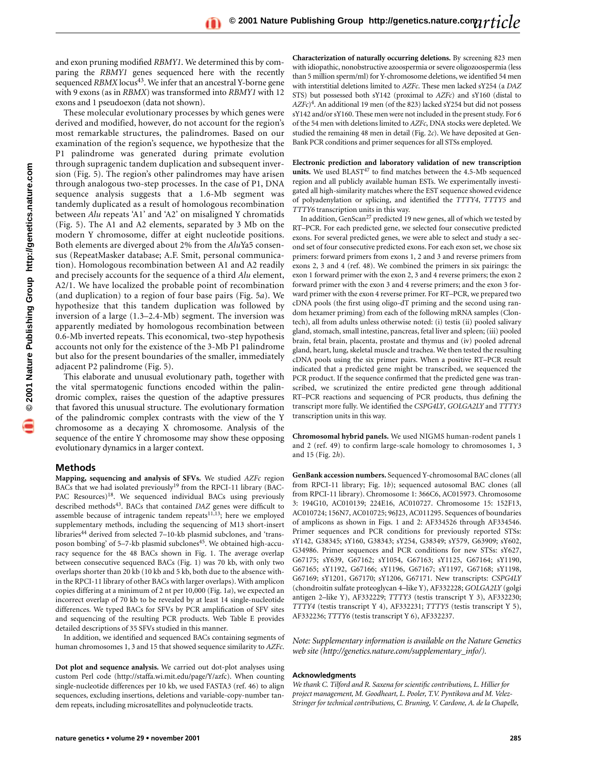and exon pruning modified *RBMY1*. We determined this by comparing the *RBMY1* genes sequenced here with the recently sequenced *RBMX* locus[43]. We infer that an ancestral Y-borne gene with 9 exons (as in *RBMX*) was transformed into *RBMY1* with 12 exons and 1 pseudoexon (data not shown).

These molecular evolutionary processes by which genes were derived and modified, however, do not account for the region's most remarkable structures, the palindromes. Based on our examination of the region's sequence, we hypothesize that the P1 palindrome was generated during primate evolution through supragenic tandem duplication and subsequent inversion (Fig. 5). The region's other palindromes may have arisen through analogous two-step processes. In the case of P1, DNA sequence analysis suggests that a 1.6-Mb segment was tandemly duplicated as a result of homologous recombination between *Alu* repeats 'A1' and 'A2' on misaligned Y chromatids (Fig. 5). The A1 and A2 elements, separated by 3 Mb on the modern Y chromosome, differ at eight nucleotide positions. Both elements are diverged about 2% from the *Alu*Ya5 consensus (RepeatMasker database; A.F. Smit, personal communication). Homologous recombination between A1 and A2 readily and precisely accounts for the sequence of a third *Alu* element, A2/1. We have localized the probable point of recombination (and duplication) to a region of four base pairs (Fig. 5*a*). We hypothesize that this tandem duplication was followed by inversion of a large (1.3–2.4-Mb) segment. The inversion was apparently mediated by homologous recombination between 0.6-Mb inverted repeats. This economical, two-step hypothesis accounts not only for the existence of the 3-Mb P1 palindrome but also for the present boundaries of the smaller, immediately adjacent P2 palindrome (Fig. 5).

This elaborate and unusual evolutionary path, together with the vital spermatogenic functions encoded within the palindromic complex, raises the question of the adaptive pressures that favored this unusual structure. The evolutionary formation of the palindromic complex contrasts with the view of the Y chromosome as a decaying X chromosome. Analysis of the sequence of the entire Y chromosome may show these opposing evolutionary dynamics in a larger context.

## Methods

**Mapping, sequencing and analysis of SFVs.** We studied *AZFc* region BACs that we had isolated previously[19] from the RPCI-11 library (BACPAC Resources)[18]. We sequenced individual BACs using previously described methods[43]. BACs that contained *DAZ* genes were difficult to assemble because of intragenic tandem repeats[11,13]; here we employed supplementary methods, including the sequencing of M13 short-insert libraries[44] derived from selected 7–10-kb plasmid subclones, and 'transposon bombing' of 5–7-kb plasmid subclones[45]. We obtained high-accuracy sequence for the 48 BACs shown in Fig. 1. The average overlap between consecutive sequenced BACs (Fig. 1) was 70 kb, with only two overlaps shorter than 20 kb (10 kb and 5 kb, both due to the absence within the RPCI-11 library of other BACs with larger overlaps). With amplicon copies differing at a minimum of 2 nt per 10,000 (Fig. 1*a*), we expected an incorrect overlap of 70 kb to be revealed by at least 14 single-nucleotide differences. We typed BACs for SFVs by PCR amplification of SFV sites and sequencing of the resulting PCR products. Web Table E provides detailed descriptions of 35 SFVs studied in this manner.

In addition, we identified and sequenced BACs containing segments of human chromosomes 1, 3 and 15 that showed sequence similarity to *AZFc*.

**Dot plot and sequence analysis.** We carried out dot-plot analyses using custom Perl code (http://staffa.wi.mit.edu/page/Y/azfc). When counting single-nucleotide differences per 10 kb, we used FASTA3 (ref. 46) to align sequences, excluding insertions, deletions and variable-copy-number tandem repeats, including microsatellites and polynucleotide tracts.

**Characterization of naturally occurring deletions.** By screening 823 men with idiopathic, nonobstructive azoospermia or severe oligozoospermia (less than 5 million sperm/ml) for Y-chromosome deletions, we identified 54 men with interstitial deletions limited to *AZFc*. These men lacked sY254 (a *DAZ* STS) but possessed both sY142 (proximal to *AZFc*) and sY160 (distal to *AZFc*)[4]. An additional 19 men (of the 823) lacked sY254 but did not possess sY142 and/or sY160. These men were not included in the present study. For 6 of the 54 men with deletions limited to *AZFc*, DNA stocks were depleted. We studied the remaining 48 men in detail (Fig. 2*c*). We have deposited at GenBank PCR conditions and primer sequences for all STSs employed.

**Electronic prediction and laboratory validation of new transcription units.** We used BLAST[47] to find matches between the 4.5-Mb sequenced region and all publicly available human ESTs. We experimentally investigated all high-similarity matches where the EST sequence showed evidence of polyadenylation or splicing, and identified the *TTTY4*, *TTTY5* and *TTTY6* transcription units in this way.

In addition, GenScan[27] predicted 19 new genes, all of which we tested by RT–PCR. For each predicted gene, we selected four consecutive predicted exons. For several predicted genes, we were able to select and study a second set of four consecutive predicted exons. For each exon set, we chose six primers: forward primers from exons 1, 2 and 3 and reverse primers from exons 2, 3 and 4 (ref. 48). We combined the primers in six pairings: the exon 1 forward primer with the exon 2, 3 and 4 reverse primers; the exon 2 forward primer with the exon 3 and 4 reverse primers; and the exon 3 forward primer with the exon 4 reverse primer. For RT–PCR, we prepared two cDNA pools (the first using oligo-dT priming and the second using random hexamer priming) from each of the following mRNA samples (Clontech), all from adults unless otherwise noted: (i) testis (ii) pooled salivary gland, stomach, small intestine, pancreas, fetal liver and spleen; (iii) pooled brain, fetal brain, placenta, prostate and thymus and (iv) pooled adrenal gland, heart, lung, skeletal muscle and trachea. We then tested the resulting cDNA pools using the six primer pairs. When a positive RT–PCR result indicated that a predicted gene might be transcribed, we sequenced the PCR product. If the sequence confirmed that the predicted gene was transcribed, we scrutinized the entire predicted gene through additional RT–PCR reactions and sequencing of PCR products, thus defining the transcript more fully. We identified the *CSPG4LY*, *GOLGA2LY* and *TTTY3* transcription units in this way.

**Chromosomal hybrid panels.** We used NIGMS human-rodent panels 1 and 2 (ref. 49) to confirm large-scale homology to chromosomes 1, 3 and 15 (Fig. 2*h*).

**GenBank accession numbers.** Sequenced Y-chromosomal BAC clones (all from RPCI-11 library; Fig. 1*b*); sequenced autosomal BAC clones (all from RPCI-11 library). Chromosome 1: 366C6, AC015973. Chromosome 3: 194G10, AC010139; 224E16, AC010727. Chromosome 15: 152F13, AC010724; 156N7, AC010725; 96J23, AC011295. Sequences of boundaries of amplicons as shown in Figs. 1 and 2: AF334526 through AF334546. Primer sequences and PCR conditions for previously reported STSs: sY142, G38345; sY160, G38343; sY254, G38349; sY579, G63909; sY602, G34986. Primer sequences and PCR conditions for new STSs: sY627, G67175; sY639, G67162; sY1054, G67163; sY1125, G67164; sY1190, G67165; sY1192, G67166; sY1196, G67167; sY1197, G67168; sY1198, G67169; sY1201, G67170; sY1206, G67171. New transcripts: *CSPG4LY* (chondroitin sulfate proteoglycan 4–like Y), AF332228; *GOLGA2LY* (golgi antigen 2–like Y), AF332229; *TTTY3* (testis transcript Y 3), AF332230; *TTTY4* (testis transcript Y 4), AF332231; *TTTY5* (testis transcript Y 5), AF332236; *TTTY6* (testis transcript Y 6), AF332237.

*Note: Supplementary information is available on the Nature Genetics web site (http://genetics.nature.com/supplementary_info/).*

### Acknowledgments

*We thank C. Tilford and R. Saxena for scientific contributions, L. Hillier for project management, M. Goodheart, L. Pooler, T.V. Pyntikova and M. Velez-Stringer for technical contributions, C. Bruning, V. Cardone, A. de la Chapelle,*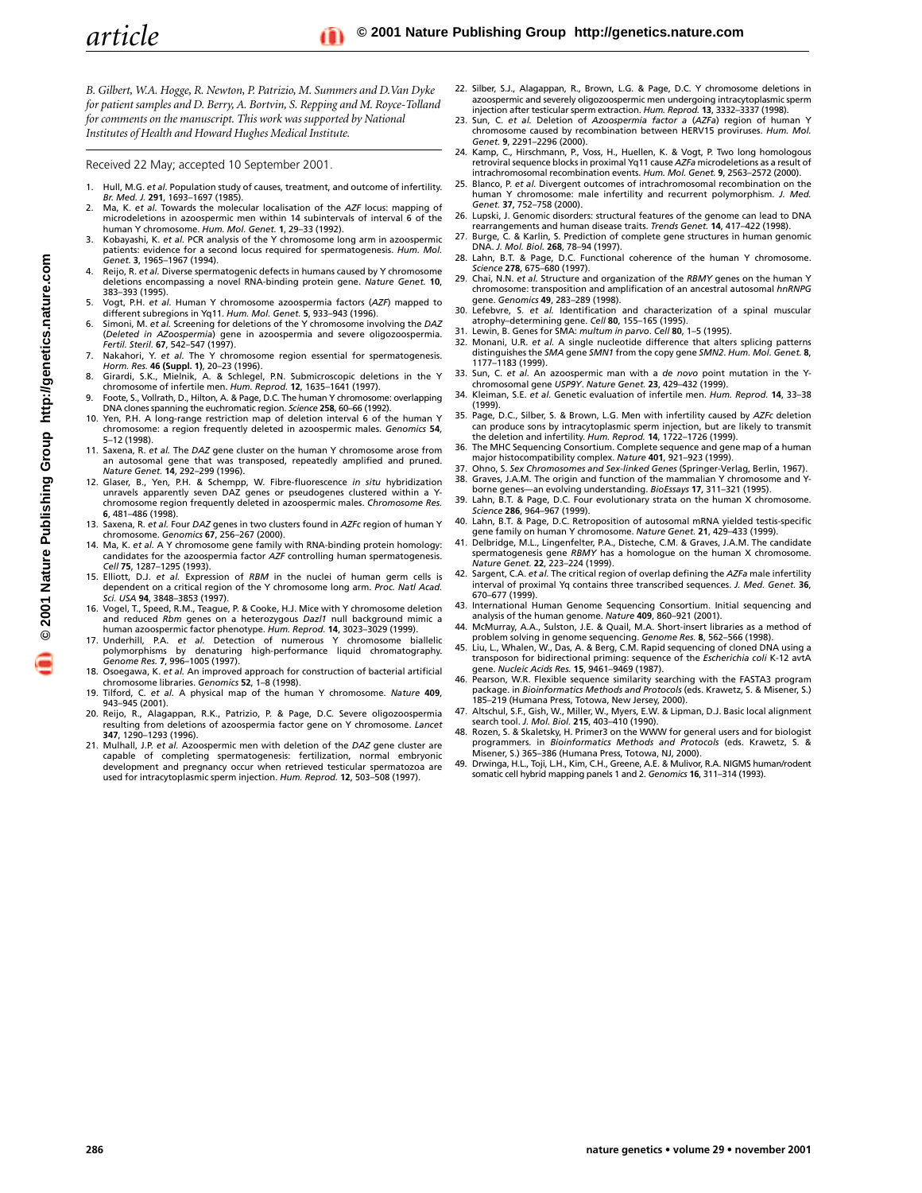*B. Gilbert, W.A. Hogge, R. Newton, P. Patrizio, M. Summers and D.Van Dyke for patient samples and D. Berry, A. Bortvin, S. Repping and M. Royce-Tolland for comments on the manuscript. This work was supported by National Institutes of Health and Howard Hughes Medical Institute.*

Received 22 May; accepted 10 September 2001.

1. Hull, M.G. *et al.* Population study of causes, treatment, and outcome of infertility. *Br. Med. J.* **291**, 1693–1697 (1985).
2. Ma, K. *et al.* Towards the molecular localisation of the *AZF* locus: mapping of microdeletions in azoospermic men within 14 subintervals of interval 6 of the human Y chromosome. *Hum. Mol. Genet.* **1**, 29–33 (1992).
3. Kobayashi, K. *et al.* PCR analysis of the Y chromosome long arm in azoospermic patients: evidence for a second locus required for spermatogenesis. *Hum. Mol. Genet.* **3**, 1965–1967 (1994).
4. Reijo, R. *et al.* Diverse spermatogenic defects in humans caused by Y chromosome deletions encompassing a novel RNA-binding protein gene. *Nature Genet.* **10**, 383–393 (1995).
5. Vogt, P.H. *et al.* Human Y chromosome azoospermia factors (*AZF*) mapped to different subregions in Yq11. *Hum. Mol. Genet.* **5**, 933–943 (1996).
6. Simoni, M. *et al.* Screening for deletions of the Y chromosome involving the *DAZ* (*Deleted in AZoospermia*) gene in azoospermia and severe oligozoospermia. *Fertil. Steril.* **67**, 542–547 (1997).
7. Nakahori, Y. *et al.* The Y chromosome region essential for spermatogenesis. *Horm. Res.* **46 (Suppl. 1)**, 20–23 (1996).
8. Girardi, S.K., Mielnik, A. & Schlegel, P.N. Submicroscopic deletions in the Y chromosome of infertile men. *Hum. Reprod.* **12**, 1635–1641 (1997).
9. Foote, S., Vollrath, D., Hilton, A. & Page, D.C. The human Y chromosome: overlapping DNA clones spanning the euchromatic region. *Science* **258**, 60–66 (1992).
10. Yen, P.H. A long-range restriction map of deletion interval 6 of the human Y chromosome: a region frequently deleted in azoospermic males. *Genomics* **54**, 5–12 (1998).
11. Saxena, R. *et al.* The *DAZ* gene cluster on the human Y chromosome arose from an autosomal gene that was transposed, repeatedly amplified and pruned. *Nature Genet.* **14**, 292–299 (1996).
12. Glaser, B., Yen, P.H. & Schempp, W. Fibre-fluorescence *in situ* hybridization unravels apparently seven DAZ genes or pseudogenes clustered within a Y-chromosome region frequently deleted in azoospermic males. *Chromosome Res.* **6**, 481–486 (1998).
13. Saxena, R. *et al.* Four *DAZ* genes in two clusters found in *AZFc* region of human Y chromosome. *Genomics* **67**, 256–267 (2000).
14. Ma, K. *et al.* A Y chromosome gene family with RNA-binding protein homology: candidates for the azoospermia factor *AZF* controlling human spermatogenesis. *Cell* **75**, 1287–1295 (1993).
15. Elliott, D.J. *et al.* Expression of *RBM* in the nuclei of human germ cells is dependent on a critical region of the Y chromosome long arm. *Proc. Natl Acad. Sci. USA* **94**, 3848–3853 (1997).
16. Vogel, T., Speed, R.M., Teague, P. & Cooke, H.J. Mice with Y chromosome deletion and reduced *Rbm* genes on a heterozygous *Dazl1* null background mimic a human azoospermic factor phenotype. *Hum. Reprod.* **14**, 3023–3029 (1999).
17. Underhill, P.A. *et al.* Detection of numerous Y chromosome biallelic polymorphisms by denaturing high-performance liquid chromatography. *Genome Res.* **7**, 996–1005 (1997).
18. Osoegawa, K. *et al.* An improved approach for construction of bacterial artificial chromosome libraries. *Genomics* **52**, 1–8 (1998).
19. Tilford, C. *et al.* A physical map of the human Y chromosome. *Nature* **409**, 943–945 (2001).
20. Reijo, R., Alagappan, R.K., Patrizio, P. & Page, D.C. Severe oligozoospermia resulting from deletions of azoospermia factor gene on Y chromosome. *Lancet* **347**, 1290–1293 (1996).
21. Mulhall, J.P. *et al.* Azoospermic men with deletion of the *DAZ* gene cluster are capable of completing spermatogenesis: fertilization, normal embryonic development and pregnancy occur when retrieved testicular spermatozoa are used for intracytoplasmic sperm injection. *Hum. Reprod.* **12**, 503–508 (1997).
22. Silber, S.J., Alagappan, R., Brown, L.G. & Page, D.C. Y chromosome deletions in azoospermic and severely oligozoospermic men undergoing intracytoplasmic sperm injection after testicular sperm extraction. *Hum. Reprod.* **13**, 3332–3337 (1998).
23. Sun, C. *et al.* Deletion of *Azoospermia factor a* (*AZFa*) region of human Y chromosome caused by recombination between HERV15 proviruses. *Hum. Mol. Genet.* **9**, 2291–2296 (2000).
24. Kamp, C., Hirschmann, P., Voss, H., Huellen, K. & Vogt, P. Two long homologous retroviral sequence blocks in proximal Yq11 cause *AZFa* microdeletions as a result of intrachromosomal recombination events. *Hum. Mol. Genet.* **9**, 2563–2572 (2000).
25. Blanco, P. *et al.* Divergent outcomes of intrachromosomal recombination on the human Y chromosome: male infertility and recurrent polymorphism. *J. Med. Genet.* **37**, 752–758 (2000).
26. Lupski, J. Genomic disorders: structural features of the genome can lead to DNA rearrangements and human disease traits. *Trends Genet.* **14**, 417–422 (1998).
27. Burge, C. & Karlin, S. Prediction of complete gene structures in human genomic DNA. *J. Mol. Biol.* **268**, 78–94 (1997).
28. Lahn, B.T. & Page, D.C. Functional coherence of the human Y chromosome. *Science* **278**, 675–680 (1997).
29. Chai, N.N. *et al.* Structure and organization of the *RBMY* genes on the human Y chromosome: transposition and amplification of an ancestral autosomal *hnRNPG* gene. *Genomics* **49**, 283–289 (1998).
30. Lefebvre, S. *et al.* Identification and characterization of a spinal muscular atrophy–determining gene. *Cell* **80**, 155–165 (1995).
31. Lewin, B. Genes for SMA: *multum in parvo*. *Cell* **80**, 1–5 (1995).
32. Monani, U.R. *et al.* A single nucleotide difference that alters splicing patterns distinguishes the *SMA* gene *SMN1* from the copy gene *SMN2*. *Hum. Mol. Genet.* **8**, 1177–1183 (1999).
33. Sun, C. *et al.* An azoospermic man with a *de novo* point mutation in the Y-chromosomal gene *USP9Y*. *Nature Genet.* **23**, 429–432 (1999).
34. Kleiman, S.E. *et al.* Genetic evaluation of infertile men. *Hum. Reprod.* **14**, 33–38 (1999).
35. Page, D.C., Silber, S. & Brown, L.G. Men with infertility caused by *AZFc* deletion can produce sons by intracytoplasmic sperm injection, but are likely to transmit the deletion and infertility. *Hum. Reprod.* **14**, 1722–1726 (1999).
36. The MHC Sequencing Consortium. Complete sequence and gene map of a human major histocompatibility complex. *Nature* **401**, 921–923 (1999).
37. Ohno, S. *Sex Chromosomes and Sex-linked Genes* (Springer-Verlag, Berlin, 1967).
38. Graves, J.A.M. The origin and function of the mammalian Y chromosome and Y-borne genes—an evolving understanding. *BioEssays* **17**, 311–321 (1995).
39. Lahn, B.T & Page, D.C. Four evolutionary strata on the human X chromosome. *Science* **286**, 964–967 (1999).
40. Lahn, B.T. & Page, D.C. Retroposition of autosomal mRNA yielded testis-specific gene family on human Y chromosome. *Nature Genet.* **21**, 429–433 (1999).
41. Delbridge, M.L., Lingenfelter, P.A., Disteche, C.M. & Graves, J.A.M. The candidate spermatogenesis gene *RBMY* has a homologue on the human X chromosome. *Nature Genet.* **22**, 223–224 (1999).
42. Sargent, C.A. *et al.* The critical region of overlap defining the *AZFa* male infertility interval of proximal Yq contains three transcribed sequences. *J. Med. Genet.* **36**, 670–677 (1999).
43. International Human Genome Sequencing Consortium. Initial sequencing and analysis of the human genome. *Nature* **409**, 860–921 (2001).
44. McMurray, A.A., Sulston, J.E. & Quail, M.A. Short-insert libraries as a method of problem solving in genome sequencing. *Genome Res.* **8**, 562–566 (1998).
45. Liu, L., Whalen, W., Das, A. & Berg, C.M. Rapid sequencing of cloned DNA using a transposon for bidirectional priming: sequence of the *Escherichia coli* K-12 avtA gene. *Nucleic Acids Res.* **15**, 9461–9469 (1987).
46. Pearson, W.R. Flexible sequence similarity searching with the FASTA3 program package. in *Bioinformatics Methods and Protocols* (eds. Krawetz, S. & Misener, S.) 185–219 (Humana Press, Totowa, New Jersey, 2000).
47. Altschul, S.F., Gish, W., Miller, W., Myers, E.W. & Lipman, D.J. Basic local alignment search tool. *J. Mol. Biol.* **215**, 403–410 (1990).
48. Rozen, S. & Skaletsky, H. Primer3 on the WWW for general users and for biologist programmers. in *Bioinformatics Methods and Protocols* (eds. Krawetz, S. & Misener, S.) 365–386 (Humana Press, Totowa, NJ, 2000).
49. Drwinga, H.L., Toji, L.H., Kim, C.H., Greene, A.E. & Mulivor, R.A. NIGMS human/rodent somatic cell hybrid mapping panels 1 and 2. *Genomics* **16**, 311–314 (1993).